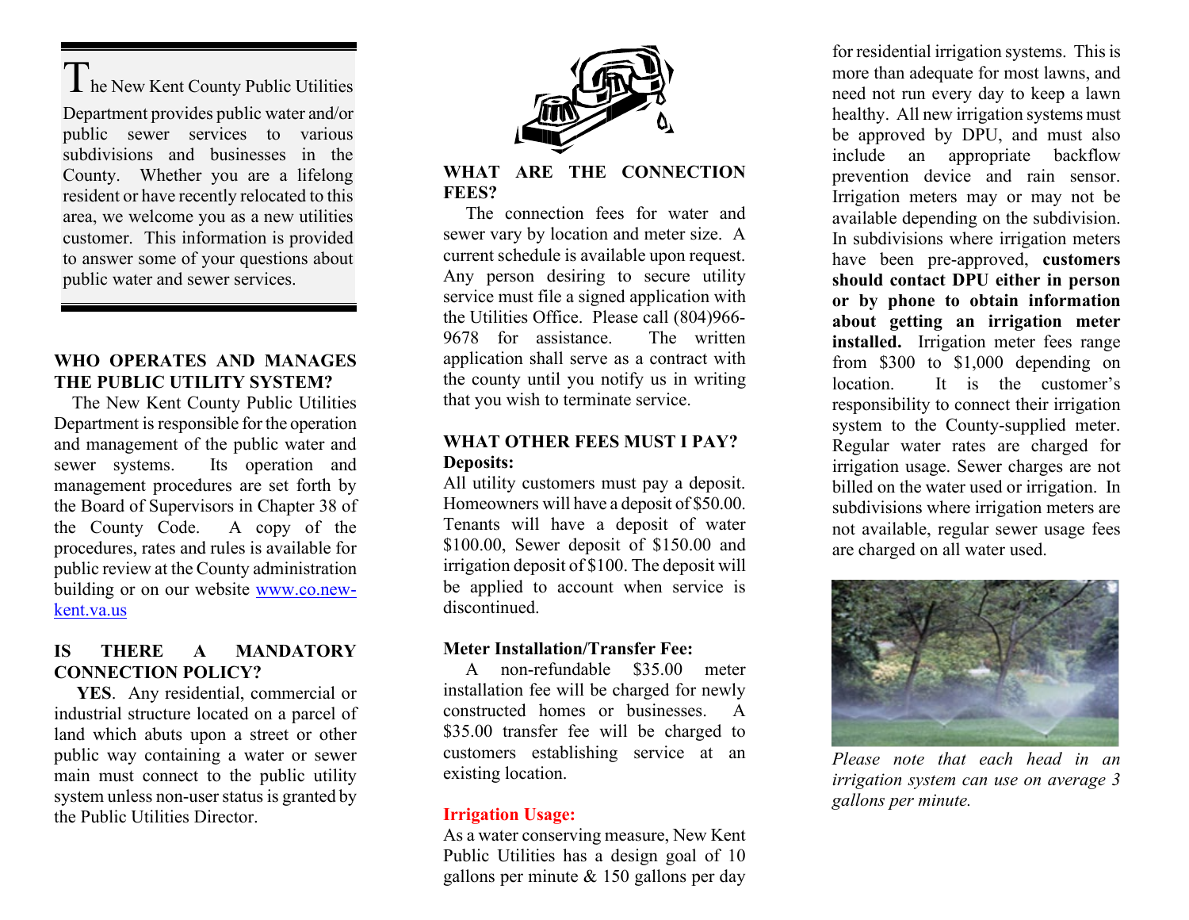The New Kent County Public Utilities Department provides public water and/or public sewer services to various subdivisions and businesses in the County. Whether you are a lifelong resident or have recently relocated to this area, we welcome you as a new utilities customer. This information is provided to answer some of your questions about public water and sewer services.

## WHO OPERATES AND MANAGES THE PUBLIC UTILITY SYSTEM?

The New Kent County Public Utilities Department is responsible for the operation and management of the public water and sewer systems. Its operation and management procedures are set forth by the Board of Supervisors in Chapter 38 of the County Code. A copy of the procedures, rates and rules is available for public review at the County administration building or on our website [www.co.new-kent.va.us](http://www.co.new-kent.va.us)

## IS THERE A MANDATORY CONNECTION POLICY?

**YES**. Any residential, commercial or industrial structure located on a parcel of land which abuts upon a street or other public way containing a water or sewer main must connect to the public utility system unless non-user status is granted by the Public Utilities Director.

## WHAT ARE THE CONNECTION FEES?

The connection fees for water and sewer vary by location and meter size. A current schedule is available upon request. Any person desiring to secure utility service must file a signed application with the Utilities Office. Please call (804)966-9678 for assistance. The written application shall serve as a contract with the county until you notify us in writing that you wish to terminate service.

## WHAT OTHER FEES MUST I PAY?

**Deposits:**

All utility customers must pay a deposit. Homeowners will have a deposit of $50.00. Tenants will have a deposit of water $100.00, Sewer deposit of $150.00 and irrigation deposit of $100. The deposit will be applied to account when service is discontinued.

**Meter Installation/Transfer Fee:**

A non-refundable $35.00 meter installation fee will be charged for newly constructed homes or businesses. A $35.00 transfer fee will be charged to customers establishing service at an existing location.

**Irrigation Usage:**

As a water conserving measure, New Kent Public Utilities has a design goal of 10 gallons per minute & 150 gallons per day for residential irrigation systems. This is more than adequate for most lawns, and need not run every day to keep a lawn healthy. All new irrigation systems must be approved by DPU, and must also include an appropriate backflow prevention device and rain sensor. Irrigation meters may or may not be available depending on the subdivision. In subdivisions where irrigation meters have been pre-approved, **customers should contact DPU either in person or by phone to obtain information about getting an irrigation meter installed.** Irrigation meter fees range from $300 to $1,000 depending on location. It is the customer's responsibility to connect their irrigation system to the County-supplied meter. Regular water rates are charged for irrigation usage. Sewer charges are not billed on the water used or irrigation. In subdivisions where irrigation meters are not available, regular sewer usage fees are charged on all water used.

*Please note that each head in an irrigation system can use on average 3 gallons per minute.*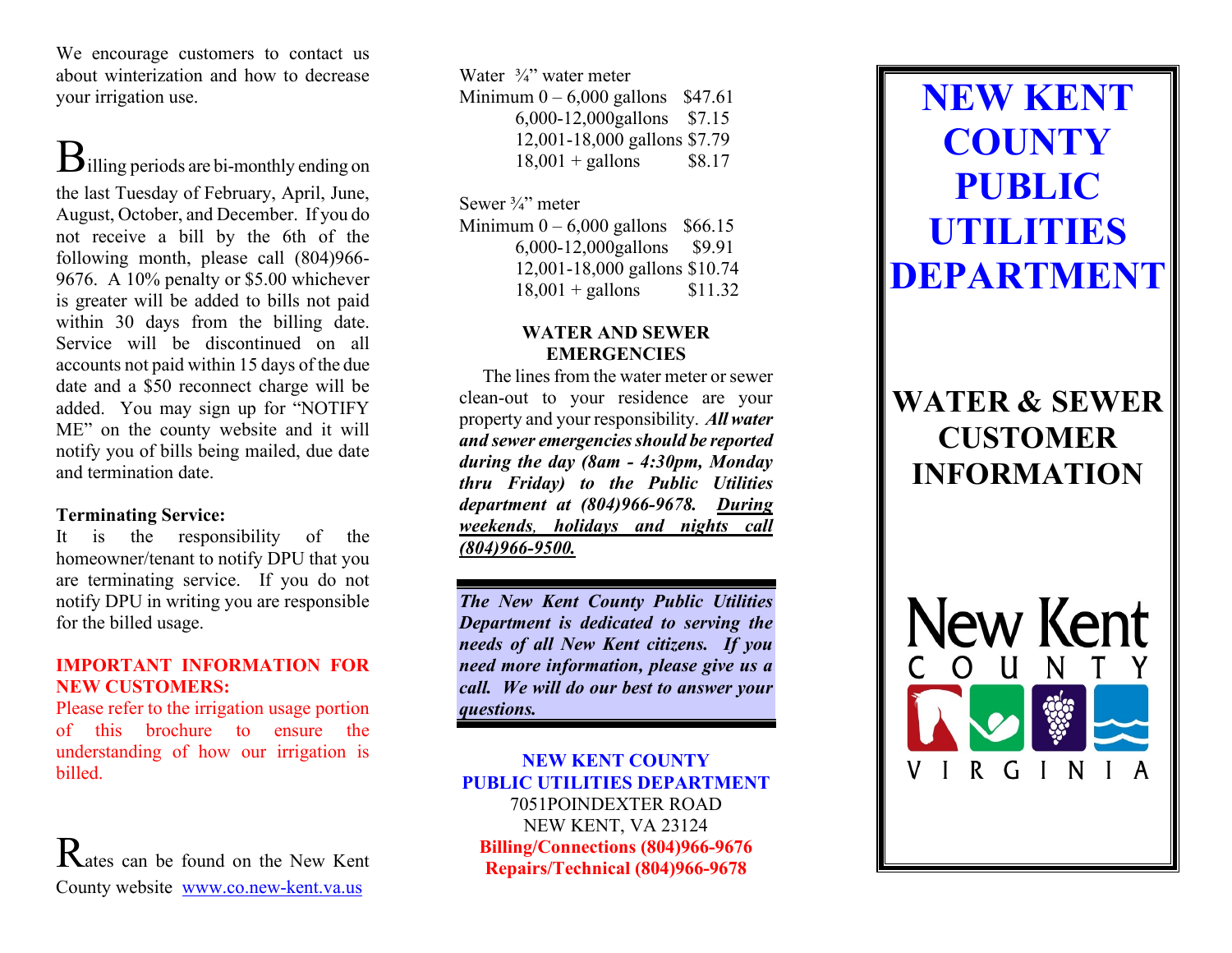We encourage customers to contact us about winterization and how to decrease your irrigation use.

Billing periods are bi-monthly ending on the last Tuesday of February, April, June, August, October, and December. If you do not receive a bill by the 6th of the following month, please call (804)966-9676. A 10% penalty or $5.00 whichever is greater will be added to bills not paid within 30 days from the billing date. Service will be discontinued on all accounts not paid within 15 days of the due date and a $50 reconnect charge will be added. You may sign up for "NOTIFY ME" on the county website and it will notify you of bills being mailed, due date and termination date.

**Terminating Service:**
It is the responsibility of the homeowner/tenant to notify DPU that you are terminating service. If you do not notify DPU in writing you are responsible for the billed usage.

**IMPORTANT INFORMATION FOR NEW CUSTOMERS:**
Please refer to the irrigation usage portion of this brochure to ensure the understanding of how our irrigation is billed.

Rates can be found on the New Kent County website www.co.new-kent.va.us

Water ¾" water meter

| | |
|---|---|
| Minimum 0 – 6,000 gallons | $47.61 |
| 6,000-12,000gallons | $7.15 |
| 12,001-18,000 gallons | $7.79 |
| 18,001 + gallons | $8.17 |

Sewer ¾" meter

| | |
|---|---|
| Minimum 0 – 6,000 gallons | $66.15 |
| 6,000-12,000gallons | $9.91 |
| 12,001-18,000 gallons | $10.74 |
| 18,001 + gallons | $11.32 |

**WATER AND SEWER EMERGENCIES**

The lines from the water meter or sewer clean-out to your residence are your property and your responsibility. ***All water and sewer emergencies should be reported during the day (8am - 4:30pm, Monday thru Friday) to the Public Utilities department at (804)966-9678. During weekends, holidays and nights call (804)966-9500.***

***The New Kent County Public Utilities Department is dedicated to serving the needs of all New Kent citizens. If you need more information, please give us a call. We will do our best to answer your questions.***

**NEW KENT COUNTY**
**PUBLIC UTILITIES DEPARTMENT**
7051POINDEXTER ROAD
NEW KENT, VA 23124
**Billing/Connections (804)966-9676**
**Repairs/Technical (804)966-9678**

# NEW KENT COUNTY PUBLIC UTILITIES DEPARTMENT

## WATER & SEWER CUSTOMER INFORMATION

New Kent
COUNTY
VIRGINIA